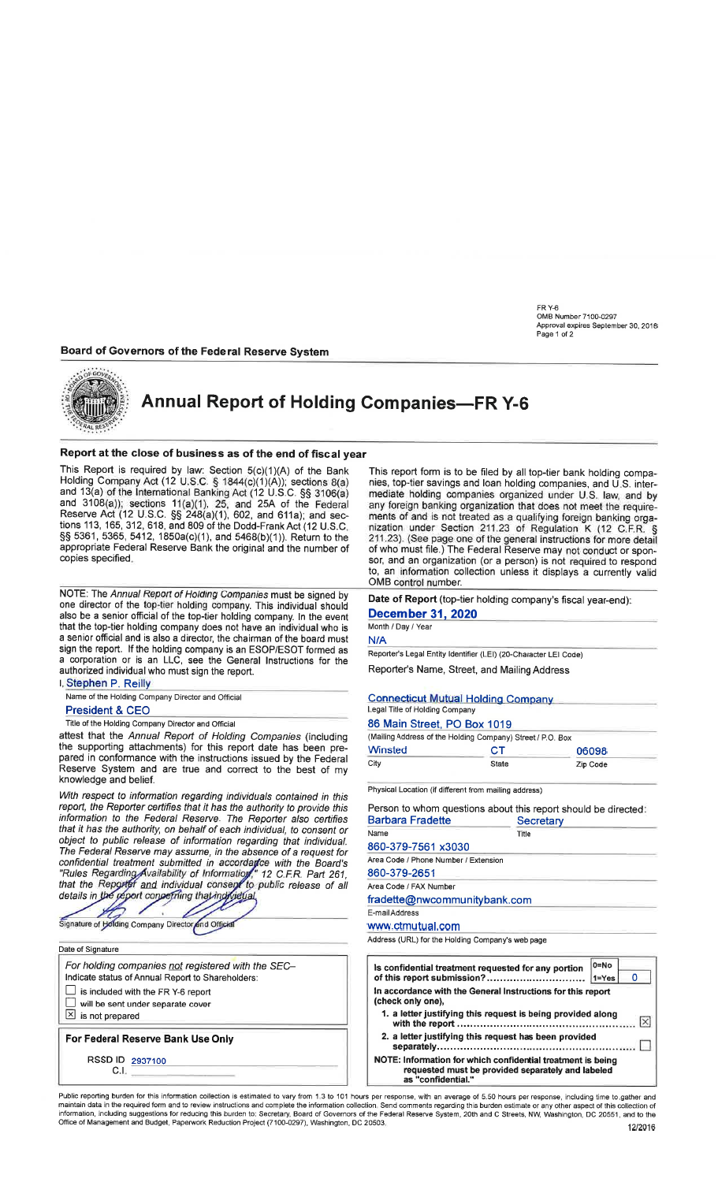FR Y-6
OMB Number 7100-0297
Approval expires September 30, 2018
Page 1 of 2

**Board of Governors of the Federal Reserve System**

# Annual Report of Holding Companies—FR Y-6

### Report at the close of business as of the end of fiscal year

This Report is required by law: Section 5(c)(1)(A) of the Bank Holding Company Act (12 U.S.C. § 1844(c)(1)(A)); sections 8(a) and 13(a) of the International Banking Act (12 U.S.C. §§ 3106(a) and 3108(a)); sections 11(a)(1), 25, and 25A of the Federal Reserve Act (12 U.S.C. §§ 248(a)(1), 602, and 611a); and sections 113, 165, 312, 618, and 809 of the Dodd-Frank Act (12 U.S.C. §§ 5361, 5365, 5412, 1850a(c)(1), and 5468(b)(1)). Return to the appropriate Federal Reserve Bank the original and the number of copies specified.

This report form is to be filed by all top-tier bank holding companies, top-tier savings and loan holding companies, and U.S. intermediate holding companies organized under U.S. law, and by any foreign banking organization that does not meet the requirements of and is not treated as a qualifying foreign banking organization under Section 211.23 of Regulation K (12 C.F.R. § 211.23). (See page one of the general instructions for more detail of who must file.) The Federal Reserve may not conduct or sponsor, and an organization (or a person) is not required to respond to, an information collection unless it displays a currently valid OMB control number.

NOTE: The *Annual Report of Holding Companies* must be signed by one director of the top-tier holding company. This individual should also be a senior official of the top-tier holding company. In the event that the top-tier holding company does not have an individual who is a senior official and is also a director, the chairman of the board must sign the report. If the holding company is an ESOP/ESOT formed as a corporation or is an LLC, see the General Instructions for the authorized individual who must sign the report.

I, **Stephen P. Reilly**
Name of the Holding Company Director and Official

**President & CEO**
Title of the Holding Company Director and Official

attest that the *Annual Report of Holding Companies* (including the supporting attachments) for this report date has been prepared in conformance with the instructions issued by the Federal Reserve System and are true and correct to the best of my knowledge and belief.

*With respect to information regarding individuals contained in this report, the Reporter certifies that it has the authority to provide this information to the Federal Reserve. The Reporter also certifies that it has the authority, on behalf of each individual, to consent or object to public release of information regarding that individual. The Federal Reserve may assume, in the absence of a request for confidential treatment submitted in accordance with the Board's "Rules Regarding Availability of Information," 12 C.F.R. Part 261, that the Reporter and individual consent to public release of all details in the report concerning that individual.*

Signature of Holding Company Director and Official

Date of Signature

*For holding companies not registered with the SEC–*
Indicate status of Annual Report to Shareholders:

- ☐ is included with the FR Y-6 report
- ☐ will be sent under separate cover
- ☒ is not prepared

**For Federal Reserve Bank Use Only**

RSSD ID 2937100
C.I.

**Date of Report** (top-tier holding company's fiscal year-end):
**December 31, 2020**
Month / Day / Year

N/A
Reporter's Legal Entity Identifier (LEI) (20-Character LEI Code)

Reporter's Name, Street, and Mailing Address

**Connecticut Mutual Holding Company**
Legal Title of Holding Company

**86 Main Street, PO Box 1019**
(Mailing Address of the Holding Company) Street / P.O. Box

| Winsted | CT | 06098 |
|---|---|---|
| City | State | Zip Code |

Physical Location (if different from mailing address)

Person to whom questions about this report should be directed:

| Barbara Fradette | Secretary |
|---|---|
| Name | Title |

860-379-7561 x3030
Area Code / Phone Number / Extension

860-379-2651
Area Code / FAX Number

fradette@nwcommunitybank.com
E-mail Address

www.ctmutual.com
Address (URL) for the Holding Company's web page

Is confidential treatment requested for any portion of this report submission? (0=No, 1=Yes) **0**

In accordance with the General Instructions for this report (check only one),

1. a letter justifying this request is being provided along with the report ☒
2. a letter justifying this request has been provided separately ☐

NOTE: Information for which confidential treatment is being requested must be provided separately and labeled as "confidential."

Public reporting burden for this information collection is estimated to vary from 1.3 to 101 hours per response, with an average of 5.50 hours per response, including time to gather and maintain data in the required form and to review instructions and complete the information collection. Send comments regarding this burden estimate or any other aspect of this collection of information, including suggestions for reducing this burden to: Secretary, Board of Governors of the Federal Reserve System, 20th and C Streets, NW, Washington, DC 20551, and to the Office of Management and Budget, Paperwork Reduction Project (7100-0297), Washington, DC 20503.

12/2016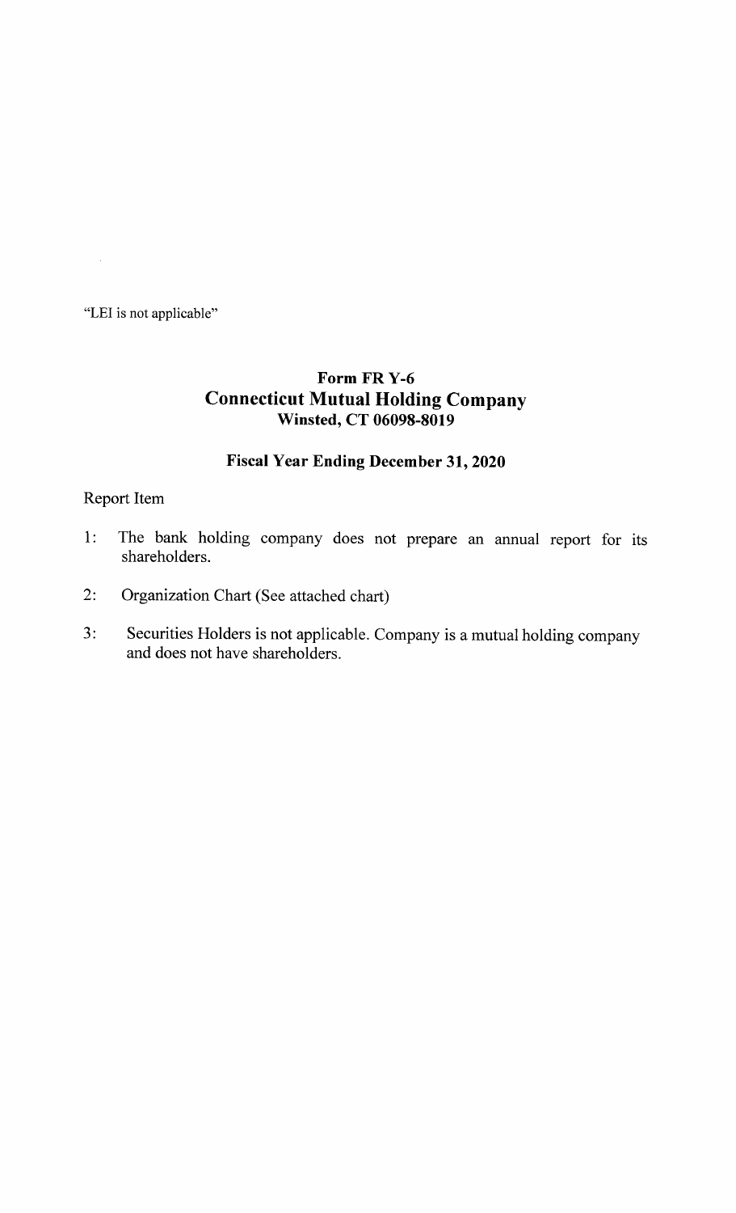"LEI is not applicable"

# Form FR Y-6
## Connecticut Mutual Holding Company
### Winsted, CT 06098-8019

### Fiscal Year Ending December 31, 2020

Report Item

1: The bank holding company does not prepare an annual report for its shareholders.

2: Organization Chart (See attached chart)

3: Securities Holders is not applicable. Company is a mutual holding company and does not have shareholders.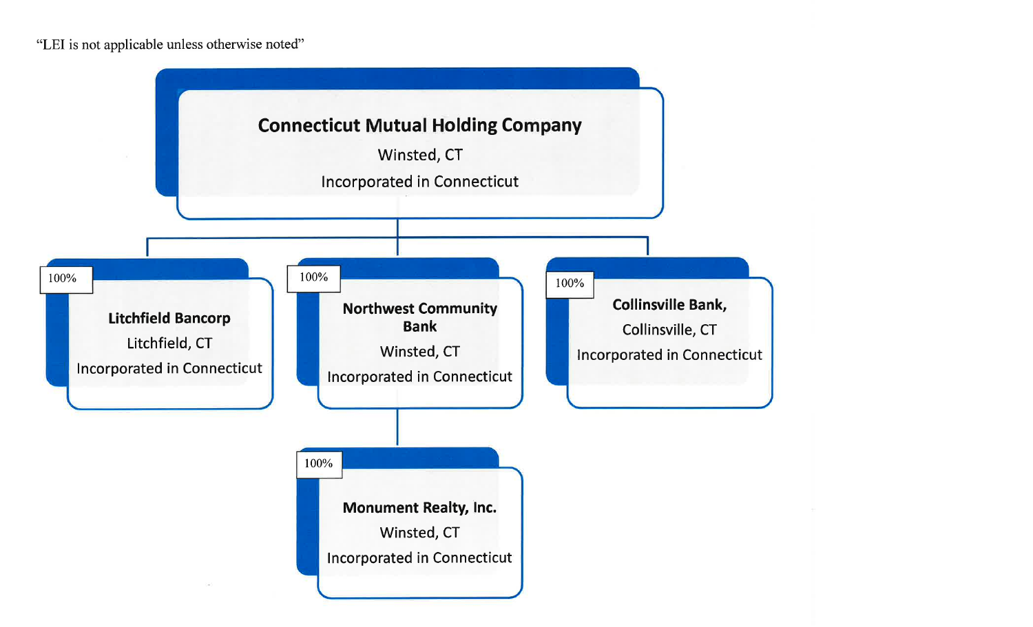"LEI is not applicable unless otherwise noted"

**Connecticut Mutual Holding Company**
Winsted, CT
Incorporated in Connecticut

- 100% **Litchfield Bancorp**
  Litchfield, CT
  Incorporated in Connecticut

- 100% **Northwest Community Bank**
  Winsted, CT
  Incorporated in Connecticut

  - 100% **Monument Realty, Inc.**
    Winsted, CT
    Incorporated in Connecticut

- 100% **Collinsville Bank,**
  Collinsville, CT
  Incorporated in Connecticut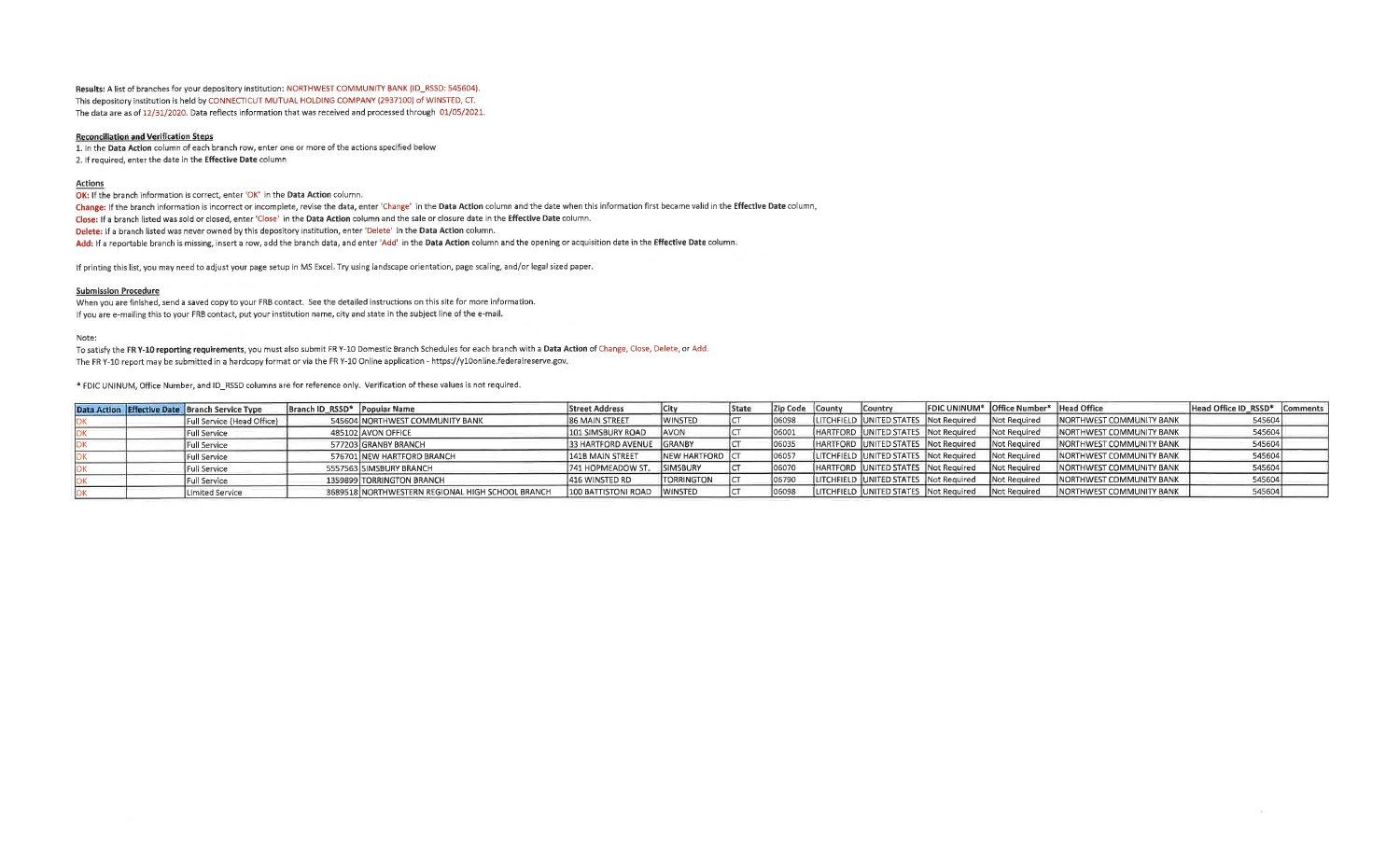**Results:** A list of branches for your depository institution: NORTHWEST COMMUNITY BANK (ID_RSSD: 545604).
This depository institution is held by CONNECTICUT MUTUAL HOLDING COMPANY (2937100) of WINSTED, CT.
The data are as of 12/31/2020. Data reflects information that was received and processed through 01/05/2021.

**Reconciliation and Verification Steps**

1. In the **Data Action** column of each branch row, enter one or more of the actions specified below
2. If required, enter the date in the **Effective Date** column

**Actions**

**OK:** If the branch information is correct, enter 'OK' in the **Data Action** column.
**Change:** If the branch information is incorrect or incomplete, revise the data, enter 'Change' in the **Data Action** column and the date when this information first became valid in the **Effective Date** column.
**Close:** If a branch listed was sold or closed, enter 'Close' in the **Data Action** column and the sale or closure date in the **Effective Date** column.
**Delete:** If a branch listed was never owned by this depository institution, enter 'Delete' in the **Data Action** column.
**Add:** If a reportable branch is missing, insert a row, add the branch data, and enter 'Add' in the **Data Action** column and the opening or acquisition date in the **Effective Date** column.

If printing this list, you may need to adjust your page setup in MS Excel. Try using landscape orientation, page scaling, and/or legal sized paper.

**Submission Procedure**

When you are finished, send a saved copy to your FRB contact. See the detailed instructions on this site for more information.
If you are e-mailing this to your FRB contact, put your institution name, city and state in the subject line of the e-mail.

Note:
To satisfy the **FR Y-10 reporting requirements**, you must also submit FR Y-10 Domestic Branch Schedules for each branch with a **Data Action** of Change, Close, Delete, or Add.
The FR Y-10 report may be submitted in a hardcopy format or via the FR Y-10 Online application - https://y10online.federalreserve.gov.

* FDIC UNINUM, Office Number, and ID_RSSD columns are for reference only. Verification of these values is not required.

| Data Action | Effective Date | Branch Service Type | Branch ID_RSSD* | Popular Name | Street Address | City | State | Zip Code | County | Country | FDIC UNINUM* | Office Number* | Head Office | Head Office ID_RSSD* | Comments |
|---|---|---|---|---|---|---|---|---|---|---|---|---|---|---|---|
| OK | | Full Service (Head Office) | 545604 | NORTHWEST COMMUNITY BANK | 86 MAIN STREET | WINSTED | CT | 06098 | LITCHFIELD | UNITED STATES | Not Required | Not Required | NORTHWEST COMMUNITY BANK | 545604 | |
| OK | | Full Service | 485102 | AVON OFFICE | 101 SIMSBURY ROAD | AVON | CT | 06001 | HARTFORD | UNITED STATES | Not Required | Not Required | NORTHWEST COMMUNITY BANK | 545604 | |
| OK | | Full Service | 577203 | GRANBY BRANCH | 33 HARTFORD AVENUE | GRANBY | CT | 06035 | HARTFORD | UNITED STATES | Not Required | Not Required | NORTHWEST COMMUNITY BANK | 545604 | |
| OK | | Full Service | 576701 | NEW HARTFORD BRANCH | 141B MAIN STREET | NEW HARTFORD | CT | 06057 | LITCHFIELD | UNITED STATES | Not Required | Not Required | NORTHWEST COMMUNITY BANK | 545604 | |
| OK | | Full Service | 5557563 | SIMSBURY BRANCH | 741 HOPMEADOW ST. | SIMSBURY | CT | 06070 | HARTFORD | UNITED STATES | Not Required | Not Required | NORTHWEST COMMUNITY BANK | 545604 | |
| OK | | Full Service | 1359899 | TORRINGTON BRANCH | 416 WINSTED RD | TORRINGTON | CT | 06790 | LITCHFIELD | UNITED STATES | Not Required | Not Required | NORTHWEST COMMUNITY BANK | 545604 | |
| OK | | Limited Service | 3689518 | NORTHWESTERN REGIONAL HIGH SCHOOL BRANCH | 100 BATTISTONI ROAD | WINSTED | CT | 06098 | LITCHFIELD | UNITED STATES | Not Required | Not Required | NORTHWEST COMMUNITY BANK | 545604 | |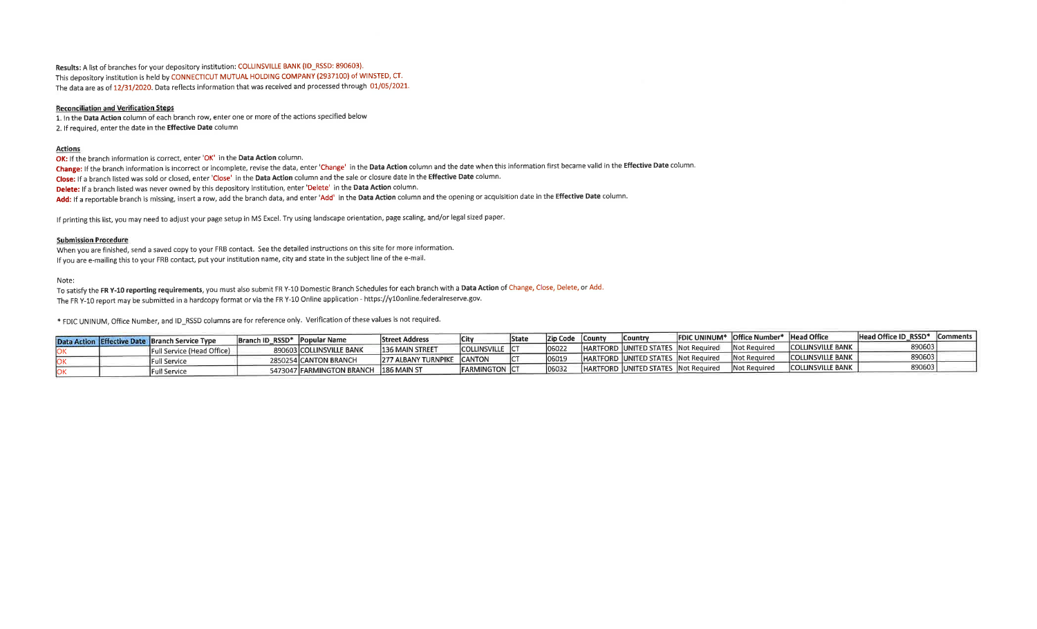Results: A list of branches for your depository institution: COLLINSVILLE BANK (ID_RSSD: 890603).
This depository institution is held by CONNECTICUT MUTUAL HOLDING COMPANY (2937100) of WINSTED, CT.
The data are as of 12/31/2020. Data reflects information that was received and processed through 01/05/2021.

**Reconciliation and Verification Steps**

1. In the **Data Action** column of each branch row, enter one or more of the actions specified below
2. If required, enter the date in the **Effective Date** column

**Actions**

**OK:** If the branch information is correct, enter 'OK' in the **Data Action** column.
**Change:** If the branch information is incorrect or incomplete, revise the data, enter 'Change' in the **Data Action** column and the date when this information first became valid in the **Effective Date** column.
**Close:** If a branch listed was sold or closed, enter 'Close' in the **Data Action** column and the sale or closure date in the **Effective Date** column.
**Delete:** If a branch listed was never owned by this depository institution, enter 'Delete' in the **Data Action** column.
**Add:** If a reportable branch is missing, insert a row, add the branch data, and enter 'Add' in the **Data Action** column and the opening or acquisition date in the **Effective Date** column.

If printing this list, you may need to adjust your page setup in MS Excel. Try using landscape orientation, page scaling, and/or legal sized paper.

**Submission Procedure**

When you are finished, send a saved copy to your FRB contact. See the detailed instructions on this site for more information.
If you are e-mailing this to your FRB contact, put your institution name, city and state in the subject line of the e-mail.

Note:
To satisfy the **FR Y-10 reporting requirements**, you must also submit FR Y-10 Domestic Branch Schedules for each branch with a **Data Action** of Change, Close, Delete, or Add.
The FR Y-10 report may be submitted in a hardcopy format or via the FR Y-10 Online application - https://y10online.federalreserve.gov.

* FDIC UNINUM, Office Number, and ID_RSSD columns are for reference only. Verification of these values is not required.

| Data Action | Effective Date | Branch Service Type | Branch ID_RSSD* | Popular Name | Street Address | City | State | Zip Code | County | Country | FDIC UNINUM* | Office Number* | Head Office | Head Office ID_RSSD* | Comments |
|---|---|---|---|---|---|---|---|---|---|---|---|---|---|---|---|
| OK | | Full Service (Head Office) | 890603 | COLLINSVILLE BANK | 136 MAIN STREET | COLLINSVILLE | CT | 06022 | HARTFORD | UNITED STATES | Not Required | Not Required | COLLINSVILLE BANK | 890603 | |
| OK | | Full Service | 2850254 | CANTON BRANCH | 277 ALBANY TURNPIKE | CANTON | CT | 06019 | HARTFORD | UNITED STATES | Not Required | Not Required | COLLINSVILLE BANK | 890603 | |
| OK | | Full Service | 5473047 | FARMINGTON BRANCH | 186 MAIN ST | FARMINGTON | CT | 06032 | HARTFORD | UNITED STATES | Not Required | Not Required | COLLINSVILLE BANK | 890603 | |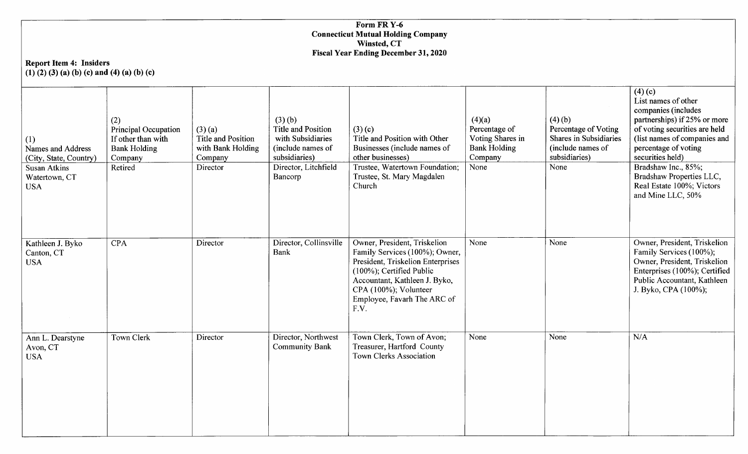**Form FR Y-6**
**Connecticut Mutual Holding Company**
**Winsted, CT**
**Fiscal Year Ending December 31, 2020**

**Report Item 4: Insiders**
**(1) (2) (3) (a) (b) (c) and (4) (a) (b) (c)**

| (1) Names and Address (City, State, Country) | (2) Principal Occupation If other than with Bank Holding Company | (3) (a) Title and Position with Bank Holding Company | (3) (b) Title and Position with Subsidiaries (include names of subsidiaries) | (3) (c) Title and Position with Other Businesses (include names of other businesses) | (4)(a) Percentage of Voting Shares in Bank Holding Company | (4) (b) Percentage of Voting Shares in Subsidiaries (include names of subsidiaries) | (4) (c) List names of other companies (includes partnerships) if 25% or more of voting securities are held (list names of companies and percentage of voting securities held) |
|---|---|---|---|---|---|---|---|
| Susan Atkins Watertown, CT USA | Retired | Director | Director, Litchfield Bancorp | Trustee, Watertown Foundation; Trustee, St. Mary Magdalen Church | None | None | Bradshaw Inc., 85%; Bradshaw Properties LLC, Real Estate 100%; Victors and Mine LLC, 50% |
| Kathleen J. Byko Canton, CT USA | CPA | Director | Director, Collinsville Bank | Owner, President, Triskelion Family Services (100%); Owner, President, Triskelion Enterprises (100%); Certified Public Accountant, Kathleen J. Byko, CPA (100%); Volunteer Employee, Favarh The ARC of F.V. | None | None | Owner, President, Triskelion Family Services (100%); Owner, President, Triskelion Enterprises (100%); Certified Public Accountant, Kathleen J. Byko, CPA (100%); |
| Ann L. Dearstyne Avon, CT USA | Town Clerk | Director | Director, Northwest Community Bank | Town Clerk, Town of Avon; Treasurer, Hartford County Town Clerks Association | None | None | N/A |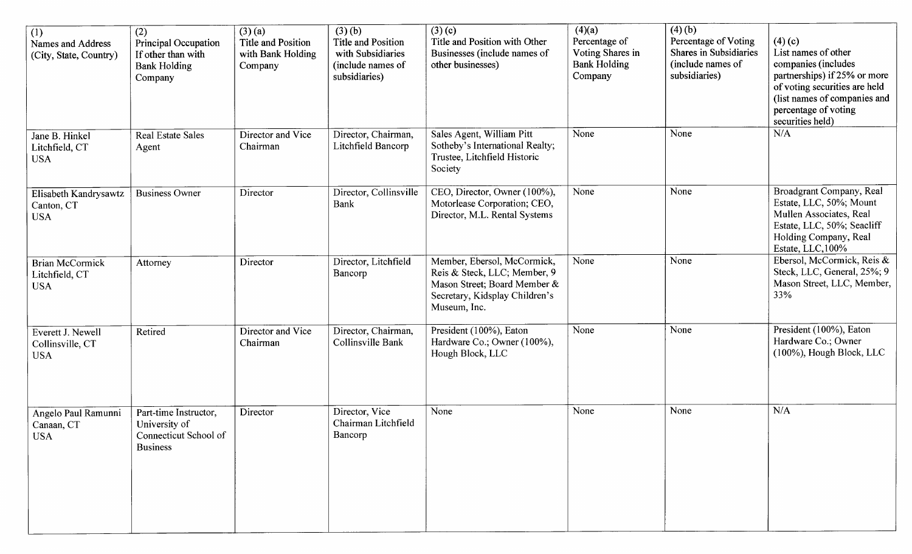| (1) Names and Address (City, State, Country) | (2) Principal Occupation If other than with Bank Holding Company | (3) (a) Title and Position with Bank Holding Company | (3) (b) Title and Position with Subsidiaries (include names of subsidiaries) | (3) (c) Title and Position with Other Businesses (include names of other businesses) | (4)(a) Percentage of Voting Shares in Bank Holding Company | (4) (b) Percentage of Voting Shares in Subsidiaries (include names of subsidiaries) | (4) (c) List names of other companies (includes partnerships) if 25% or more of voting securities are held (list names of companies and percentage of voting securities held) |
|---|---|---|---|---|---|---|---|
| Jane B. Hinkel Litchfield, CT USA | Real Estate Sales Agent | Director and Vice Chairman | Director, Chairman, Litchfield Bancorp | Sales Agent, William Pitt Sotheby's International Realty; Trustee, Litchfield Historic Society | None | None | N/A |
| Elisabeth Kandrysawtz Canton, CT USA | Business Owner | Director | Director, Collinsville Bank | CEO, Director, Owner (100%), Motorlease Corporation; CEO, Director, M.L. Rental Systems | None | None | Broadgrant Company, Real Estate, LLC, 50%; Mount Mullen Associates, Real Estate, LLC, 50%; Seacliff Holding Company, Real Estate, LLC,100% |
| Brian McCormick Litchfield, CT USA | Attorney | Director | Director, Litchfield Bancorp | Member, Ebersol, McCormick, Reis & Steck, LLC; Member, 9 Mason Street; Board Member & Secretary, Kidsplay Children's Museum, Inc. | None | None | Ebersol, McCormick, Reis & Steck, LLC, General, 25%; 9 Mason Street, LLC, Member, 33% |
| Everett J. Newell Collinsville, CT USA | Retired | Director and Vice Chairman | Director, Chairman, Collinsville Bank | President (100%), Eaton Hardware Co.; Owner (100%), Hough Block, LLC | None | None | President (100%), Eaton Hardware Co.; Owner (100%), Hough Block, LLC |
| Angelo Paul Ramunni Canaan, CT USA | Part-time Instructor, University of Connecticut School of Business | Director | Director, Vice Chairman Litchfield Bancorp | None | None | None | N/A |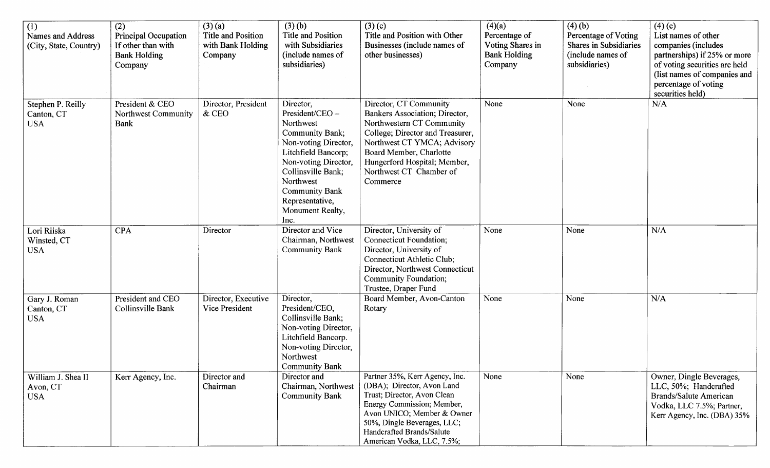| (1) Names and Address (City, State, Country) | (2) Principal Occupation If other than with Bank Holding Company | (3) (a) Title and Position with Bank Holding Company | (3) (b) Title and Position with Subsidiaries (include names of subsidiaries) | (3) (c) Title and Position with Other Businesses (include names of other businesses) | (4)(a) Percentage of Voting Shares in Bank Holding Company | (4) (b) Percentage of Voting Shares in Subsidiaries (include names of subsidiaries) | (4) (c) List names of other companies (includes partnerships) if 25% or more of voting securities are held (list names of companies and percentage of voting securities held) |
|---|---|---|---|---|---|---|---|
| Stephen P. Reilly Canton, CT USA | President & CEO Northwest Community Bank | Director, President & CEO | Director, President/CEO – Northwest Community Bank; Non-voting Director, Litchfield Bancorp; Non-voting Director, Collinsville Bank; Northwest Community Bank Representative, Monument Realty, Inc. | Director, CT Community Bankers Association; Director, Northwestern CT Community College; Director and Treasurer, Northwest CT YMCA; Advisory Board Member, Charlotte Hungerford Hospital; Member, Northwest CT Chamber of Commerce | None | None | N/A |
| Lori Riiska Winsted, CT USA | CPA | Director | Director and Vice Chairman, Northwest Community Bank | Director, University of Connecticut Foundation; Director, University of Connecticut Athletic Club; Director, Northwest Connecticut Community Foundation; Trustee, Draper Fund | None | None | N/A |
| Gary J. Roman Canton, CT USA | President and CEO Collinsville Bank | Director, Executive Vice President | Director, President/CEO, Collinsville Bank; Non-voting Director, Litchfield Bancorp. Non-voting Director, Northwest Community Bank | Board Member, Avon-Canton Rotary | None | None | N/A |
| William J. Shea II Avon, CT USA | Kerr Agency, Inc. | Director and Chairman | Director and Chairman, Northwest Community Bank | Partner 35%, Kerr Agency, Inc. (DBA); Director, Avon Land Trust; Director, Avon Clean Energy Commission; Member, Avon UNICO; Member & Owner 50%, Dingle Beverages, LLC; Handcrafted Brands/Salute American Vodka, LLC, 7.5%; | None | None | Owner, Dingle Beverages, LLC, 50%; Handcrafted Brands/Salute American Vodka, LLC 7.5%; Partner, Kerr Agency, Inc. (DBA) 35% |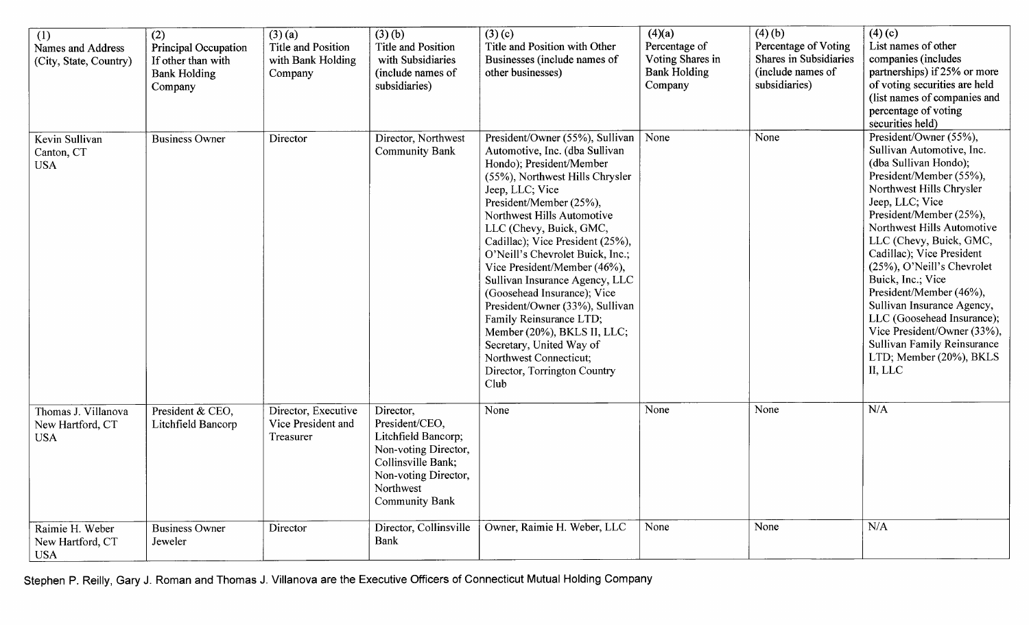| (1) Names and Address (City, State, Country) | (2) Principal Occupation If other than with Bank Holding Company | (3) (a) Title and Position with Bank Holding Company | (3) (b) Title and Position with Subsidiaries (include names of subsidiaries) | (3) (c) Title and Position with Other Businesses (include names of other businesses) | (4)(a) Percentage of Voting Shares in Bank Holding Company | (4) (b) Percentage of Voting Shares in Subsidiaries (include names of subsidiaries) | (4) (c) List names of other companies (includes partnerships) if 25% or more of voting securities are held (list names of companies and percentage of voting securities held) |
|---|---|---|---|---|---|---|---|
| Kevin Sullivan Canton, CT USA | Business Owner | Director | Director, Northwest Community Bank | President/Owner (55%), Sullivan Automotive, Inc. (dba Sullivan Hondo); President/Member (55%), Northwest Hills Chrysler Jeep, LLC; Vice President/Member (25%), Northwest Hills Automotive LLC (Chevy, Buick, GMC, Cadillac); Vice President (25%), O'Neill's Chevrolet Buick, Inc.; Vice President/Member (46%), Sullivan Insurance Agency, LLC (Goosehead Insurance); Vice President/Owner (33%), Sullivan Family Reinsurance LTD; Member (20%), BKLS II, LLC; Secretary, United Way of Northwest Connecticut; Director, Torrington Country Club | None | None | President/Owner (55%), Sullivan Automotive, Inc. (dba Sullivan Hondo); President/Member (55%), Northwest Hills Chrysler Jeep, LLC; Vice President/Member (25%), Northwest Hills Automotive LLC (Chevy, Buick, GMC, Cadillac); Vice President (25%), O'Neill's Chevrolet Buick, Inc.; Vice President/Member (46%), Sullivan Insurance Agency, LLC (Goosehead Insurance); Vice President/Owner (33%), Sullivan Family Reinsurance LTD; Member (20%), BKLS II, LLC |
| Thomas J. Villanova New Hartford, CT USA | President & CEO, Litchfield Bancorp | Director, Executive Vice President and Treasurer | Director, President/CEO, Litchfield Bancorp; Non-voting Director, Collinsville Bank; Non-voting Director, Northwest Community Bank | None | None | None | N/A |
| Raimie H. Weber New Hartford, CT USA | Business Owner Jeweler | Director | Director, Collinsville Bank | Owner, Raimie H. Weber, LLC | None | None | N/A |

Stephen P. Reilly, Gary J. Roman and Thomas J. Villanova are the Executive Officers of Connecticut Mutual Holding Company